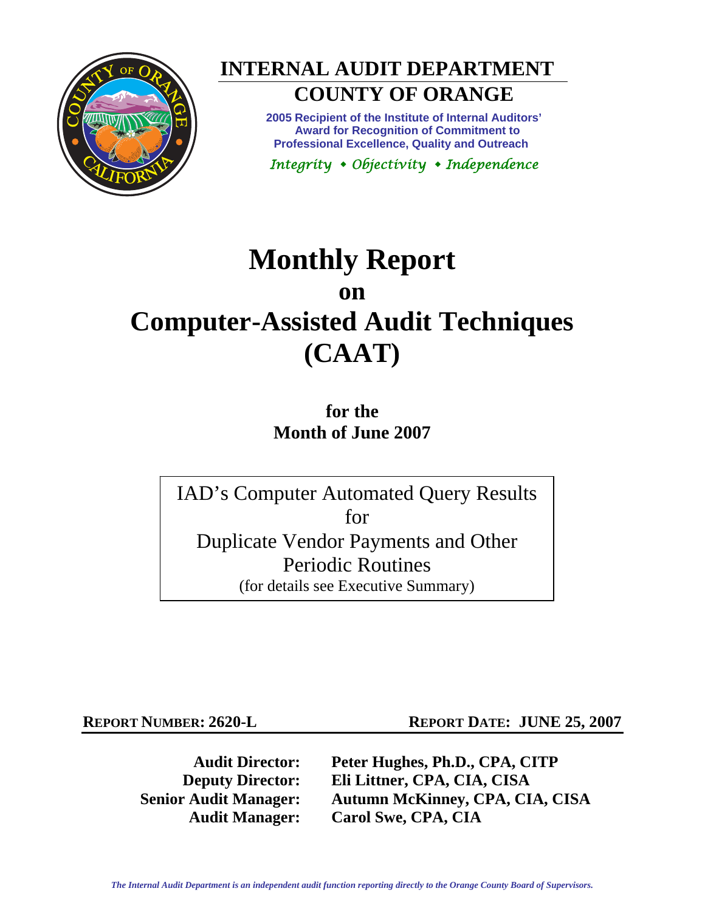# INTERNAL AUDIT DEPARTMENT

## COUNTY OF ORANGE

**2005 Recipient of the Institute of Internal Auditors' Award for Recognition of Commitment to Professional Excellence, Quality and Outreach**

*Integrity • Objectivity • Independence*

# Monthly Report
## on
# Computer-Assisted Audit Techniques (CAAT)

**for the**
**Month of June 2007**

IAD's Computer Automated Query Results
for
Duplicate Vendor Payments and Other Periodic Routines
(for details see Executive Summary)

**REPORT NUMBER: 2620-L** **REPORT DATE: JUNE 25, 2007**

**Audit Director:** Peter Hughes, Ph.D., CPA, CITP
**Deputy Director:** Eli Littner, CPA, CIA, CISA
**Senior Audit Manager:** Autumn McKinney, CPA, CIA, CISA
**Audit Manager:** Carol Swe, CPA, CIA

*The Internal Audit Department is an independent audit function reporting directly to the Orange County Board of Supervisors.*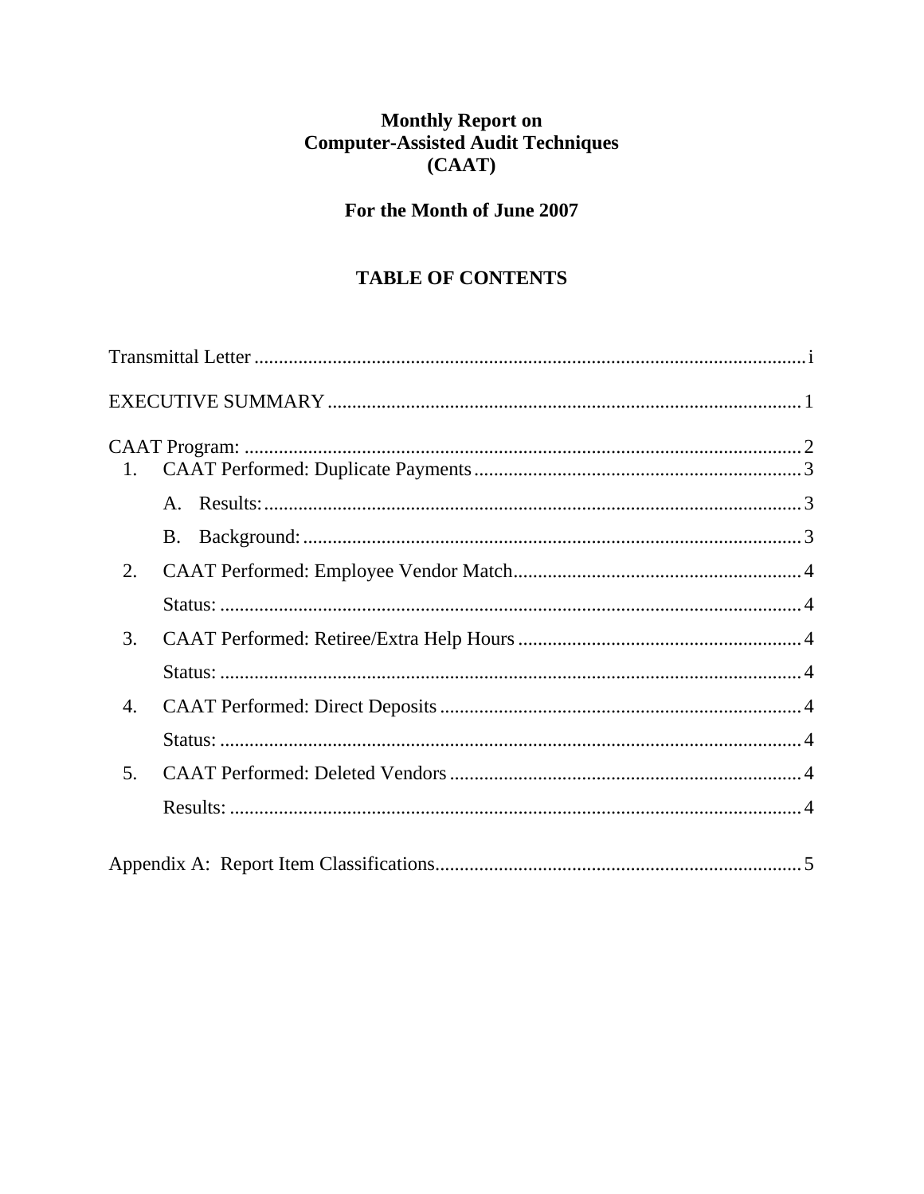**Monthly Report on**
**Computer-Assisted Audit Techniques**
**(CAAT)**

**For the Month of June 2007**

## TABLE OF CONTENTS

Transmittal Letter ..................................................................... i

EXECUTIVE SUMMARY ..................................................................... 1

CAAT Program: ..................................................................... 2

1. CAAT Performed: Duplicate Payments ..................................................................... 3
   - A. Results: ..................................................................... 3
   - B. Background: ..................................................................... 3
2. CAAT Performed: Employee Vendor Match ..................................................................... 4
   - Status: ..................................................................... 4
3. CAAT Performed: Retiree/Extra Help Hours ..................................................................... 4
   - Status: ..................................................................... 4
4. CAAT Performed: Direct Deposits ..................................................................... 4
   - Status: ..................................................................... 4
5. CAAT Performed: Deleted Vendors ..................................................................... 4
   - Results: ..................................................................... 4

Appendix A: Report Item Classifications ..................................................................... 5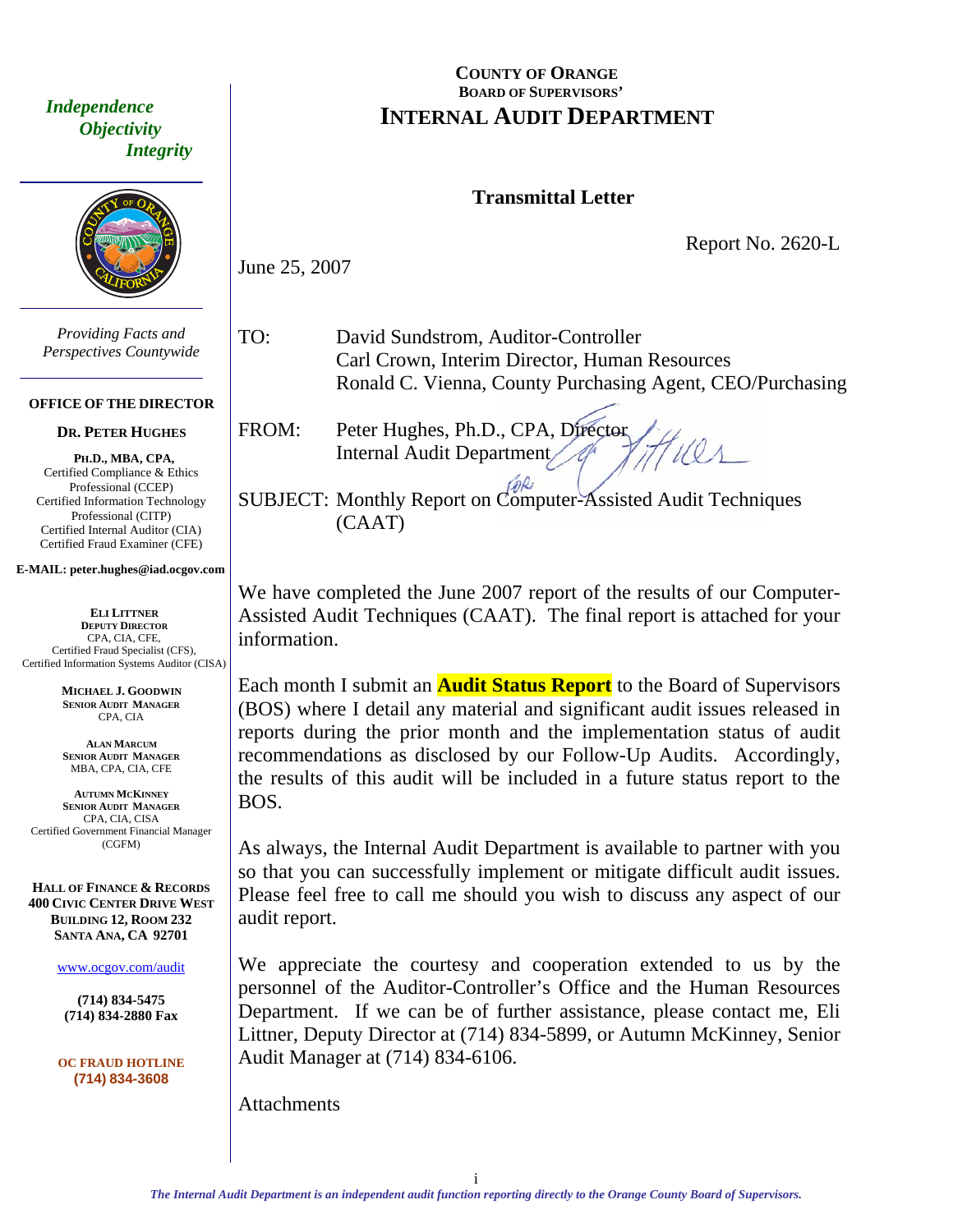# COUNTY OF ORANGE
## BOARD OF SUPERVISORS'
# INTERNAL AUDIT DEPARTMENT

*Independence*
*Objectivity*
*Integrity*

*Providing Facts and Perspectives Countywide*

**OFFICE OF THE DIRECTOR**

**DR. PETER HUGHES**

**PH.D., MBA, CPA,**
Certified Compliance & Ethics Professional (CCEP)
Certified Information Technology Professional (CITP)
Certified Internal Auditor (CIA)
Certified Fraud Examiner (CFE)

**E-MAIL: peter.hughes@iad.ocgov.com**

**ELI LITTNER**
**DEPUTY DIRECTOR**
CPA, CIA, CFE,
Certified Fraud Specialist (CFS),
Certified Information Systems Auditor (CISA)

**MICHAEL J. GOODWIN**
**SENIOR AUDIT MANAGER**
CPA, CIA

**ALAN MARCUM**
**SENIOR AUDIT MANAGER**
MBA, CPA, CIA, CFE

**AUTUMN MCKINNEY**
**SENIOR AUDIT MANAGER**
CPA, CIA, CISA
Certified Government Financial Manager (CGFM)

**HALL OF FINANCE & RECORDS**
**400 CIVIC CENTER DRIVE WEST**
**BUILDING 12, ROOM 232**
**SANTA ANA, CA 92701**

www.ocgov.com/audit

**(714) 834-5475**
**(714) 834-2880 Fax**

**OC FRAUD HOTLINE**
**(714) 834-3608**

---

## Transmittal Letter

Report No. 2620-L

June 25, 2007

TO: David Sundstrom, Auditor-Controller
Carl Crown, Interim Director, Human Resources
Ronald C. Vienna, County Purchasing Agent, CEO/Purchasing

FROM: Peter Hughes, Ph.D., CPA, Director
Internal Audit Department

SUBJECT: Monthly Report on Computer-Assisted Audit Techniques (CAAT)

We have completed the June 2007 report of the results of our Computer-Assisted Audit Techniques (CAAT). The final report is attached for your information.

Each month I submit an **Audit Status Report** to the Board of Supervisors (BOS) where I detail any material and significant audit issues released in reports during the prior month and the implementation status of audit recommendations as disclosed by our Follow-Up Audits. Accordingly, the results of this audit will be included in a future status report to the BOS.

As always, the Internal Audit Department is available to partner with you so that you can successfully implement or mitigate difficult audit issues. Please feel free to call me should you wish to discuss any aspect of our audit report.

We appreciate the courtesy and cooperation extended to us by the personnel of the Auditor-Controller's Office and the Human Resources Department. If we can be of further assistance, please contact me, Eli Littner, Deputy Director at (714) 834-5899, or Autumn McKinney, Senior Audit Manager at (714) 834-6106.

Attachments

*The Internal Audit Department is an independent audit function reporting directly to the Orange County Board of Supervisors.*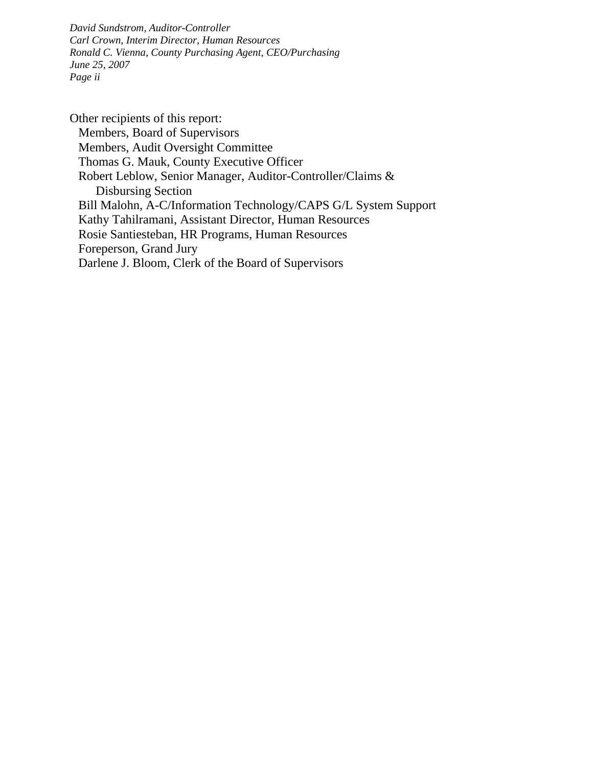Other recipients of this report:

- Members, Board of Supervisors
- Members, Audit Oversight Committee
- Thomas G. Mauk, County Executive Officer
- Robert Leblow, Senior Manager, Auditor-Controller/Claims & Disbursing Section
- Bill Malohn, A-C/Information Technology/CAPS G/L System Support
- Kathy Tahilramani, Assistant Director, Human Resources
- Rosie Santiesteban, HR Programs, Human Resources
- Foreperson, Grand Jury
- Darlene J. Bloom, Clerk of the Board of Supervisors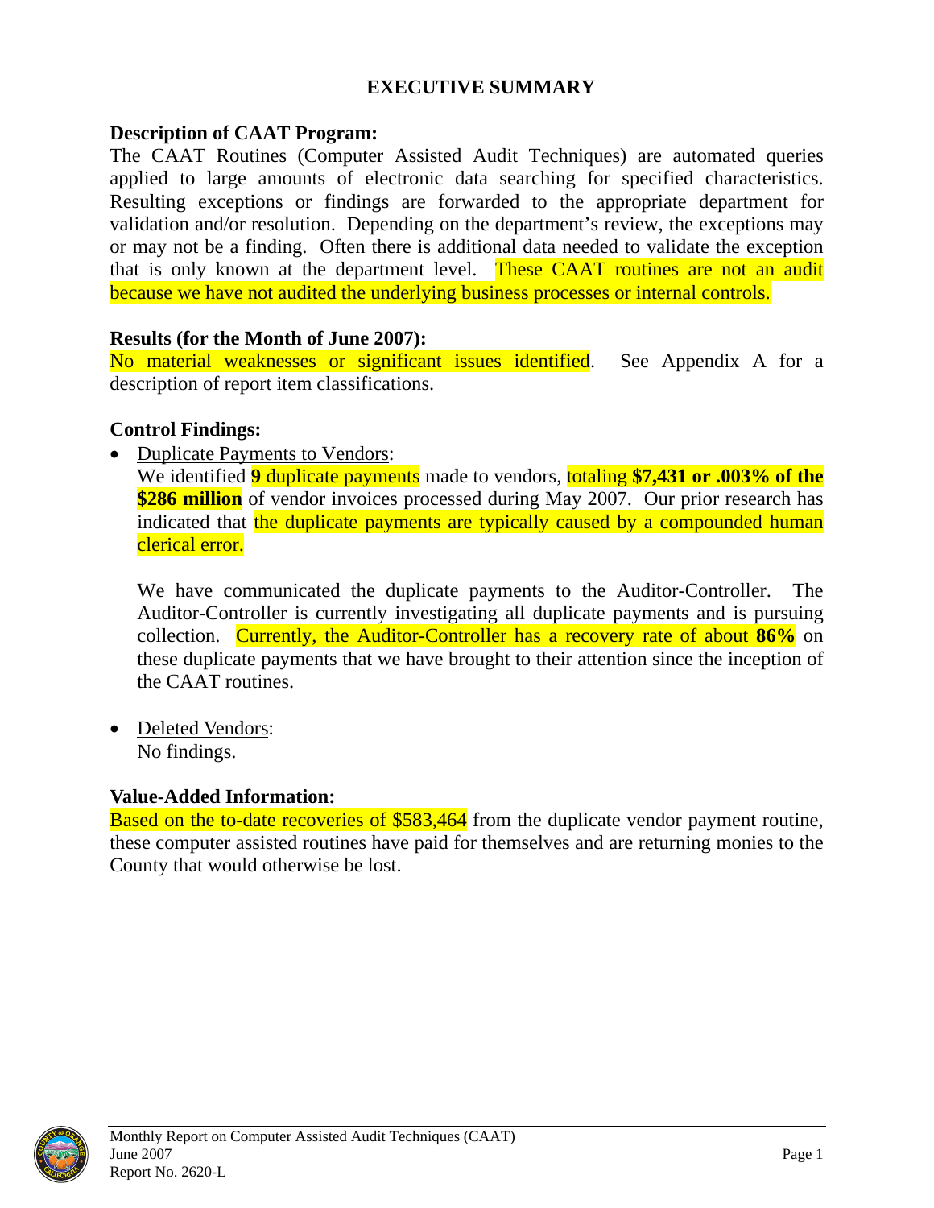# EXECUTIVE SUMMARY

**Description of CAAT Program:**

The CAAT Routines (Computer Assisted Audit Techniques) are automated queries applied to large amounts of electronic data searching for specified characteristics. Resulting exceptions or findings are forwarded to the appropriate department for validation and/or resolution. Depending on the department's review, the exceptions may or may not be a finding. Often there is additional data needed to validate the exception that is only known at the department level. These CAAT routines are not an audit because we have not audited the underlying business processes or internal controls.

**Results (for the Month of June 2007):**

No material weaknesses or significant issues identified. See Appendix A for a description of report item classifications.

**Control Findings:**

- Duplicate Payments to Vendors:

  We identified **9** duplicate payments made to vendors, totaling **$7,431 or .003% of the $286 million** of vendor invoices processed during May 2007. Our prior research has indicated that the duplicate payments are typically caused by a compounded human clerical error.

  We have communicated the duplicate payments to the Auditor-Controller. The Auditor-Controller is currently investigating all duplicate payments and is pursuing collection. Currently, the Auditor-Controller has a recovery rate of about **86%** on these duplicate payments that we have brought to their attention since the inception of the CAAT routines.

- Deleted Vendors:

  No findings.

**Value-Added Information:**

Based on the to-date recoveries of $583,464 from the duplicate vendor payment routine, these computer assisted routines have paid for themselves and are returning monies to the County that would otherwise be lost.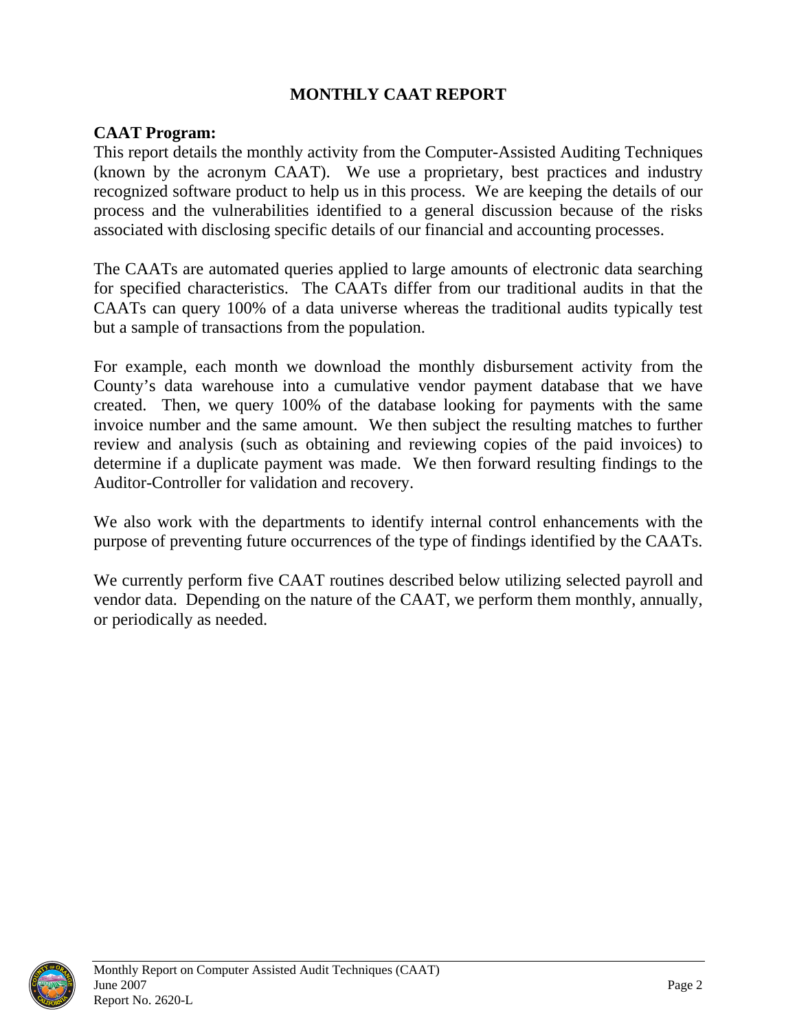# MONTHLY CAAT REPORT

## CAAT Program:

This report details the monthly activity from the Computer-Assisted Auditing Techniques (known by the acronym CAAT). We use a proprietary, best practices and industry recognized software product to help us in this process. We are keeping the details of our process and the vulnerabilities identified to a general discussion because of the risks associated with disclosing specific details of our financial and accounting processes.

The CAATs are automated queries applied to large amounts of electronic data searching for specified characteristics. The CAATs differ from our traditional audits in that the CAATs can query 100% of a data universe whereas the traditional audits typically test but a sample of transactions from the population.

For example, each month we download the monthly disbursement activity from the County's data warehouse into a cumulative vendor payment database that we have created. Then, we query 100% of the database looking for payments with the same invoice number and the same amount. We then subject the resulting matches to further review and analysis (such as obtaining and reviewing copies of the paid invoices) to determine if a duplicate payment was made. We then forward resulting findings to the Auditor-Controller for validation and recovery.

We also work with the departments to identify internal control enhancements with the purpose of preventing future occurrences of the type of findings identified by the CAATs.

We currently perform five CAAT routines described below utilizing selected payroll and vendor data. Depending on the nature of the CAAT, we perform them monthly, annually, or periodically as needed.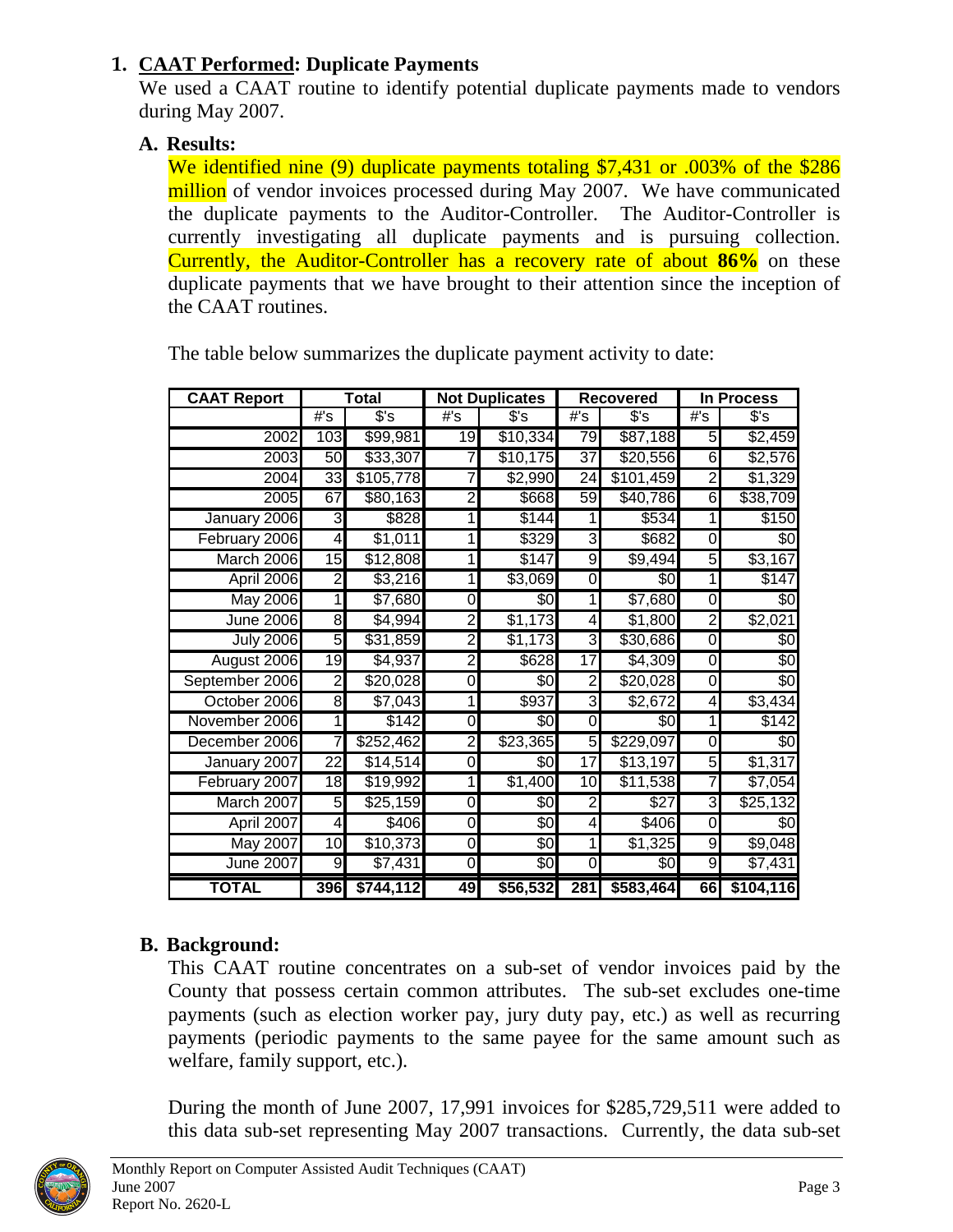## 1. CAAT Performed: Duplicate Payments

We used a CAAT routine to identify potential duplicate payments made to vendors during May 2007.

### A. Results:

We identified nine (9) duplicate payments totaling $7,431 or .003% of the $286 million of vendor invoices processed during May 2007. We have communicated the duplicate payments to the Auditor-Controller. The Auditor-Controller is currently investigating all duplicate payments and is pursuing collection. Currently, the Auditor-Controller has a recovery rate of about **86%** on these duplicate payments that we have brought to their attention since the inception of the CAAT routines.

The table below summarizes the duplicate payment activity to date:

| CAAT Report | Total | | Not Duplicates | | Recovered | | In Process | |
|---|---|---|---|---|---|---|---|---|
| | #'s | $'s | #'s | $'s | #'s | $'s | #'s | $'s |
| 2002 | 103 | $99,981 | 19 | $10,334 | 79 | $87,188 | 5 | $2,459 |
| 2003 | 50 | $33,307 | 7 | $10,175 | 37 | $20,556 | 6 | $2,576 |
| 2004 | 33 | $105,778 | 7 | $2,990 | 24 | $101,459 | 2 | $1,329 |
| 2005 | 67 | $80,163 | 2 | $668 | 59 | $40,786 | 6 | $38,709 |
| January 2006 | 3 | $828 | 1 | $144 | 1 | $534 | 1 | $150 |
| February 2006 | 4 | $1,011 | 1 | $329 | 3 | $682 | 0 | $0 |
| March 2006 | 15 | $12,808 | 1 | $147 | 9 | $9,494 | 5 | $3,167 |
| April 2006 | 2 | $3,216 | 1 | $3,069 | 0 | $0 | 1 | $147 |
| May 2006 | 1 | $7,680 | 0 | $0 | 1 | $7,680 | 0 | $0 |
| June 2006 | 8 | $4,994 | 2 | $1,173 | 4 | $1,800 | 2 | $2,021 |
| July 2006 | 5 | $31,859 | 2 | $1,173 | 3 | $30,686 | 0 | $0 |
| August 2006 | 19 | $4,937 | 2 | $628 | 17 | $4,309 | 0 | $0 |
| September 2006 | 2 | $20,028 | 0 | $0 | 2 | $20,028 | 0 | $0 |
| October 2006 | 8 | $7,043 | 1 | $937 | 3 | $2,672 | 4 | $3,434 |
| November 2006 | 1 | $142 | 0 | $0 | 0 | $0 | 1 | $142 |
| December 2006 | 7 | $252,462 | 2 | $23,365 | 5 | $229,097 | 0 | $0 |
| January 2007 | 22 | $14,514 | 0 | $0 | 17 | $13,197 | 5 | $1,317 |
| February 2007 | 18 | $19,992 | 1 | $1,400 | 10 | $11,538 | 7 | $7,054 |
| March 2007 | 5 | $25,159 | 0 | $0 | 2 | $27 | 3 | $25,132 |
| April 2007 | 4 | $406 | 0 | $0 | 4 | $406 | 0 | $0 |
| May 2007 | 10 | $10,373 | 0 | $0 | 1 | $1,325 | 9 | $9,048 |
| June 2007 | 9 | $7,431 | 0 | $0 | 0 | $0 | 9 | $7,431 |
| **TOTAL** | **396** | **$744,112** | **49** | **$56,532** | **281** | **$583,464** | **66** | **$104,116** |

### B. Background:

This CAAT routine concentrates on a sub-set of vendor invoices paid by the County that possess certain common attributes. The sub-set excludes one-time payments (such as election worker pay, jury duty pay, etc.) as well as recurring payments (periodic payments to the same payee for the same amount such as welfare, family support, etc.).

During the month of June 2007, 17,991 invoices for $285,729,511 were added to this data sub-set representing May 2007 transactions. Currently, the data sub-set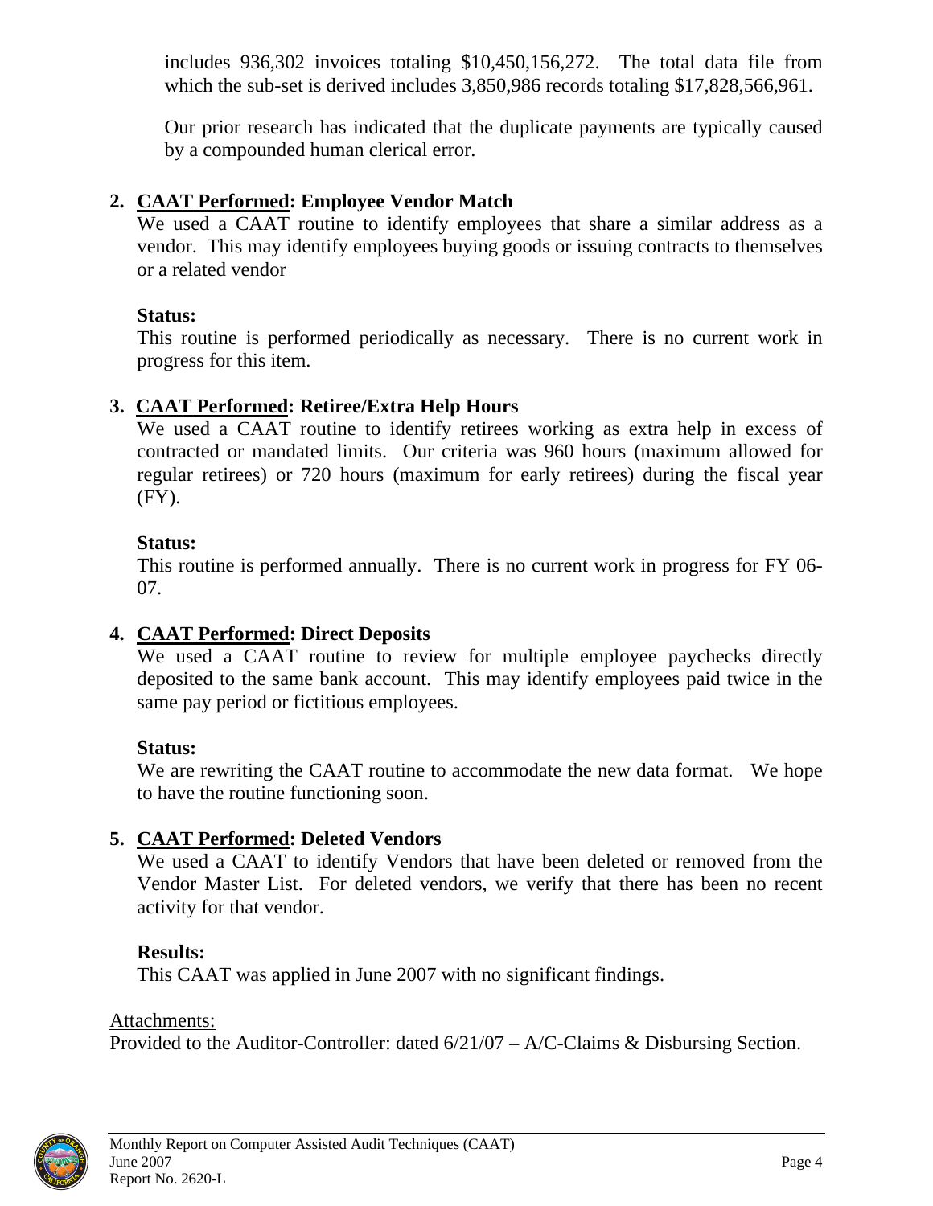includes 936,302 invoices totaling $10,450,156,272. The total data file from which the sub-set is derived includes 3,850,986 records totaling $17,828,566,961.

Our prior research has indicated that the duplicate payments are typically caused by a compounded human clerical error.

2. **CAAT Performed: Employee Vendor Match**
   We used a CAAT routine to identify employees that share a similar address as a vendor. This may identify employees buying goods or issuing contracts to themselves or a related vendor

   **Status:**
   This routine is performed periodically as necessary. There is no current work in progress for this item.

3. **CAAT Performed: Retiree/Extra Help Hours**
   We used a CAAT routine to identify retirees working as extra help in excess of contracted or mandated limits. Our criteria was 960 hours (maximum allowed for regular retirees) or 720 hours (maximum for early retirees) during the fiscal year (FY).

   **Status:**
   This routine is performed annually. There is no current work in progress for FY 06-07.

4. **CAAT Performed: Direct Deposits**
   We used a CAAT routine to review for multiple employee paychecks directly deposited to the same bank account. This may identify employees paid twice in the same pay period or fictitious employees.

   **Status:**
   We are rewriting the CAAT routine to accommodate the new data format. We hope to have the routine functioning soon.

5. **CAAT Performed: Deleted Vendors**
   We used a CAAT to identify Vendors that have been deleted or removed from the Vendor Master List. For deleted vendors, we verify that there has been no recent activity for that vendor.

   **Results:**
   This CAAT was applied in June 2007 with no significant findings.

Attachments:
Provided to the Auditor-Controller: dated 6/21/07 – A/C-Claims & Disbursing Section.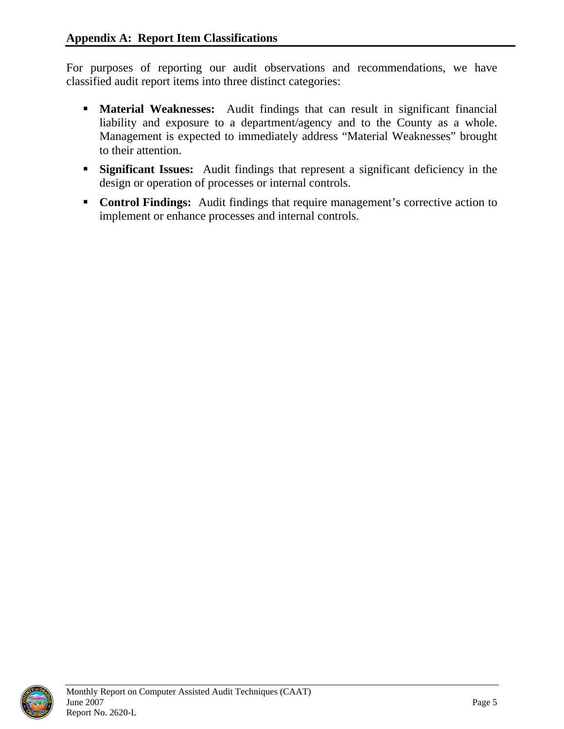## Appendix A: Report Item Classifications

For purposes of reporting our audit observations and recommendations, we have classified audit report items into three distinct categories:

- **Material Weaknesses:** Audit findings that can result in significant financial liability and exposure to a department/agency and to the County as a whole. Management is expected to immediately address "Material Weaknesses" brought to their attention.
- **Significant Issues:** Audit findings that represent a significant deficiency in the design or operation of processes or internal controls.
- **Control Findings:** Audit findings that require management's corrective action to implement or enhance processes and internal controls.